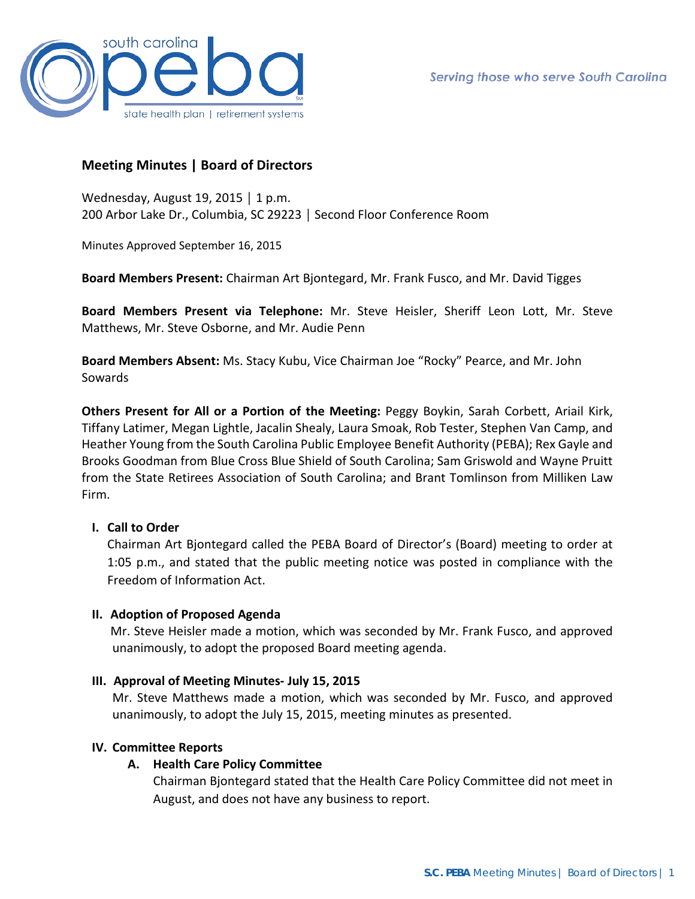# Meeting Minutes | Board of Directors

Wednesday, August 19, 2015 │ 1 p.m.
200 Arbor Lake Dr., Columbia, SC 29223 │ Second Floor Conference Room

Minutes Approved September 16, 2015

**Board Members Present:** Chairman Art Bjontegard, Mr. Frank Fusco, and Mr. David Tigges

**Board Members Present via Telephone:** Mr. Steve Heisler, Sheriff Leon Lott, Mr. Steve Matthews, Mr. Steve Osborne, and Mr. Audie Penn

**Board Members Absent:** Ms. Stacy Kubu, Vice Chairman Joe "Rocky" Pearce, and Mr. John Sowards

**Others Present for All or a Portion of the Meeting:** Peggy Boykin, Sarah Corbett, Ariail Kirk, Tiffany Latimer, Megan Lightle, Jacalin Shealy, Laura Smoak, Rob Tester, Stephen Van Camp, and Heather Young from the South Carolina Public Employee Benefit Authority (PEBA); Rex Gayle and Brooks Goodman from Blue Cross Blue Shield of South Carolina; Sam Griswold and Wayne Pruitt from the State Retirees Association of South Carolina; and Brant Tomlinson from Milliken Law Firm.

## I. Call to Order

Chairman Art Bjontegard called the PEBA Board of Director's (Board) meeting to order at 1:05 p.m., and stated that the public meeting notice was posted in compliance with the Freedom of Information Act.

## II. Adoption of Proposed Agenda

Mr. Steve Heisler made a motion, which was seconded by Mr. Frank Fusco, and approved unanimously, to adopt the proposed Board meeting agenda.

## III. Approval of Meeting Minutes- July 15, 2015

Mr. Steve Matthews made a motion, which was seconded by Mr. Fusco, and approved unanimously, to adopt the July 15, 2015, meeting minutes as presented.

## IV. Committee Reports

### A. Health Care Policy Committee

Chairman Bjontegard stated that the Health Care Policy Committee did not meet in August, and does not have any business to report.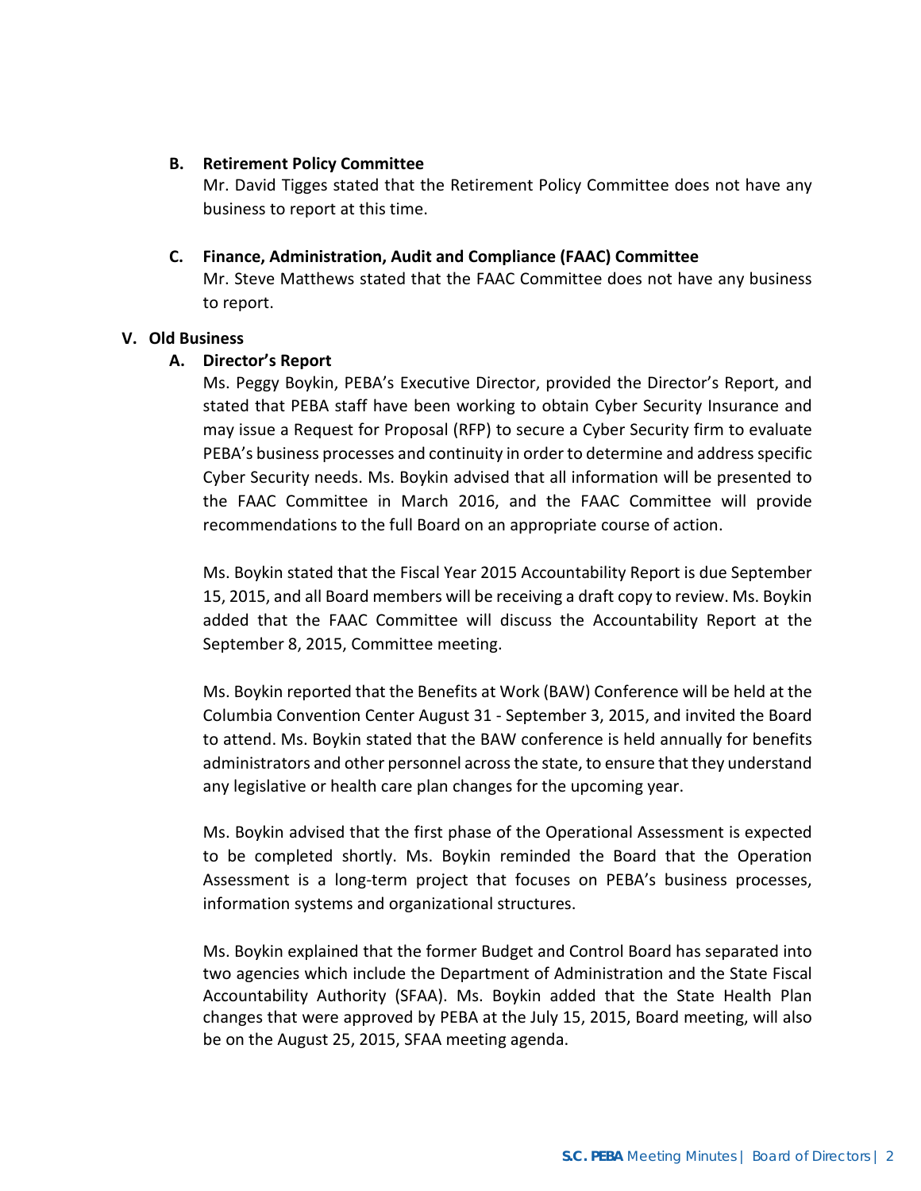### B. Retirement Policy Committee

Mr. David Tigges stated that the Retirement Policy Committee does not have any business to report at this time.

### C. Finance, Administration, Audit and Compliance (FAAC) Committee

Mr. Steve Matthews stated that the FAAC Committee does not have any business to report.

## V. Old Business

### A. Director's Report

Ms. Peggy Boykin, PEBA's Executive Director, provided the Director's Report, and stated that PEBA staff have been working to obtain Cyber Security Insurance and may issue a Request for Proposal (RFP) to secure a Cyber Security firm to evaluate PEBA's business processes and continuity in order to determine and address specific Cyber Security needs. Ms. Boykin advised that all information will be presented to the FAAC Committee in March 2016, and the FAAC Committee will provide recommendations to the full Board on an appropriate course of action.

Ms. Boykin stated that the Fiscal Year 2015 Accountability Report is due September 15, 2015, and all Board members will be receiving a draft copy to review. Ms. Boykin added that the FAAC Committee will discuss the Accountability Report at the September 8, 2015, Committee meeting.

Ms. Boykin reported that the Benefits at Work (BAW) Conference will be held at the Columbia Convention Center August 31 - September 3, 2015, and invited the Board to attend. Ms. Boykin stated that the BAW conference is held annually for benefits administrators and other personnel across the state, to ensure that they understand any legislative or health care plan changes for the upcoming year.

Ms. Boykin advised that the first phase of the Operational Assessment is expected to be completed shortly. Ms. Boykin reminded the Board that the Operation Assessment is a long-term project that focuses on PEBA's business processes, information systems and organizational structures.

Ms. Boykin explained that the former Budget and Control Board has separated into two agencies which include the Department of Administration and the State Fiscal Accountability Authority (SFAA). Ms. Boykin added that the State Health Plan changes that were approved by PEBA at the July 15, 2015, Board meeting, will also be on the August 25, 2015, SFAA meeting agenda.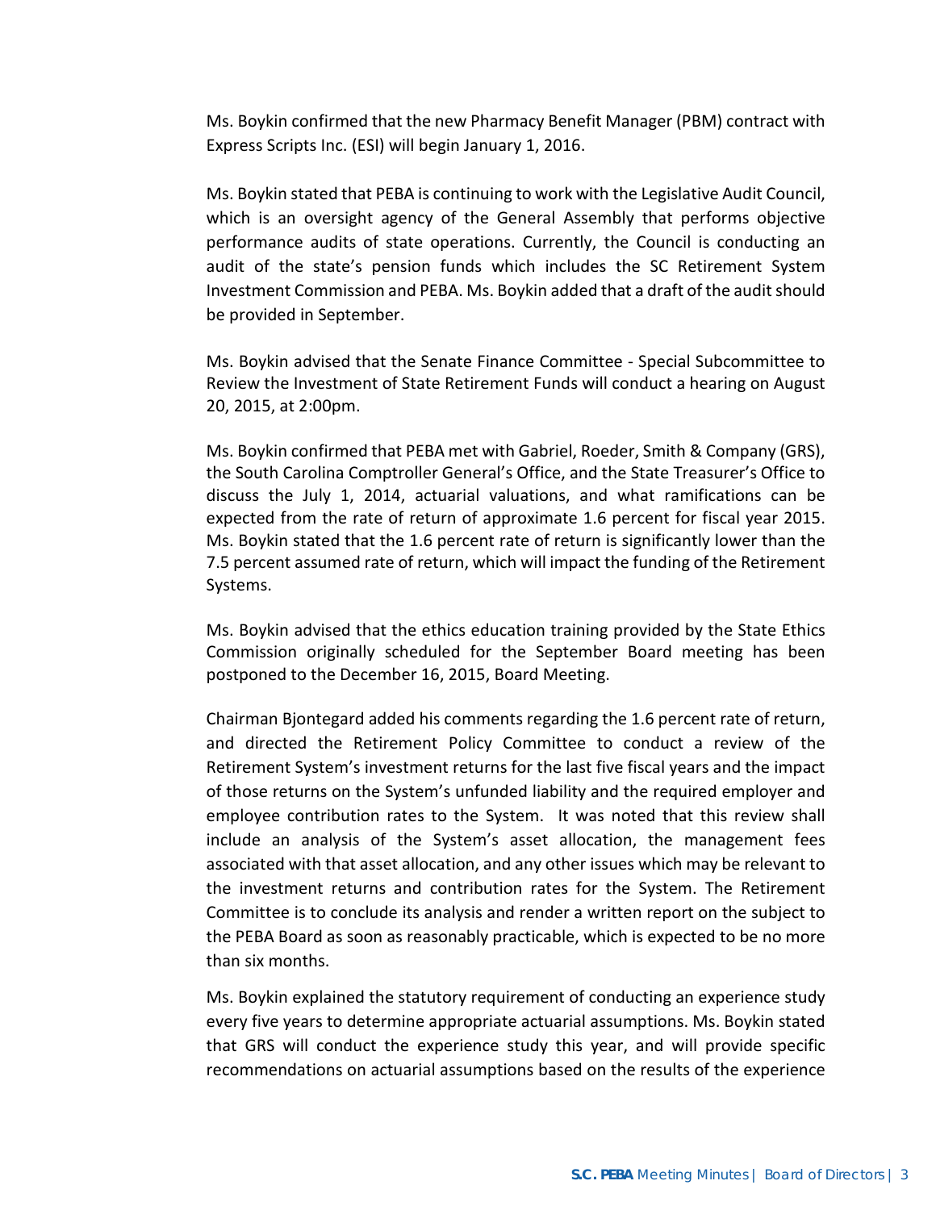Ms. Boykin confirmed that the new Pharmacy Benefit Manager (PBM) contract with Express Scripts Inc. (ESI) will begin January 1, 2016.

Ms. Boykin stated that PEBA is continuing to work with the Legislative Audit Council, which is an oversight agency of the General Assembly that performs objective performance audits of state operations. Currently, the Council is conducting an audit of the state's pension funds which includes the SC Retirement System Investment Commission and PEBA. Ms. Boykin added that a draft of the audit should be provided in September.

Ms. Boykin advised that the Senate Finance Committee - Special Subcommittee to Review the Investment of State Retirement Funds will conduct a hearing on August 20, 2015, at 2:00pm.

Ms. Boykin confirmed that PEBA met with Gabriel, Roeder, Smith & Company (GRS), the South Carolina Comptroller General's Office, and the State Treasurer's Office to discuss the July 1, 2014, actuarial valuations, and what ramifications can be expected from the rate of return of approximate 1.6 percent for fiscal year 2015. Ms. Boykin stated that the 1.6 percent rate of return is significantly lower than the 7.5 percent assumed rate of return, which will impact the funding of the Retirement Systems.

Ms. Boykin advised that the ethics education training provided by the State Ethics Commission originally scheduled for the September Board meeting has been postponed to the December 16, 2015, Board Meeting.

Chairman Bjontegard added his comments regarding the 1.6 percent rate of return, and directed the Retirement Policy Committee to conduct a review of the Retirement System's investment returns for the last five fiscal years and the impact of those returns on the System's unfunded liability and the required employer and employee contribution rates to the System. It was noted that this review shall include an analysis of the System's asset allocation, the management fees associated with that asset allocation, and any other issues which may be relevant to the investment returns and contribution rates for the System. The Retirement Committee is to conclude its analysis and render a written report on the subject to the PEBA Board as soon as reasonably practicable, which is expected to be no more than six months.

Ms. Boykin explained the statutory requirement of conducting an experience study every five years to determine appropriate actuarial assumptions. Ms. Boykin stated that GRS will conduct the experience study this year, and will provide specific recommendations on actuarial assumptions based on the results of the experience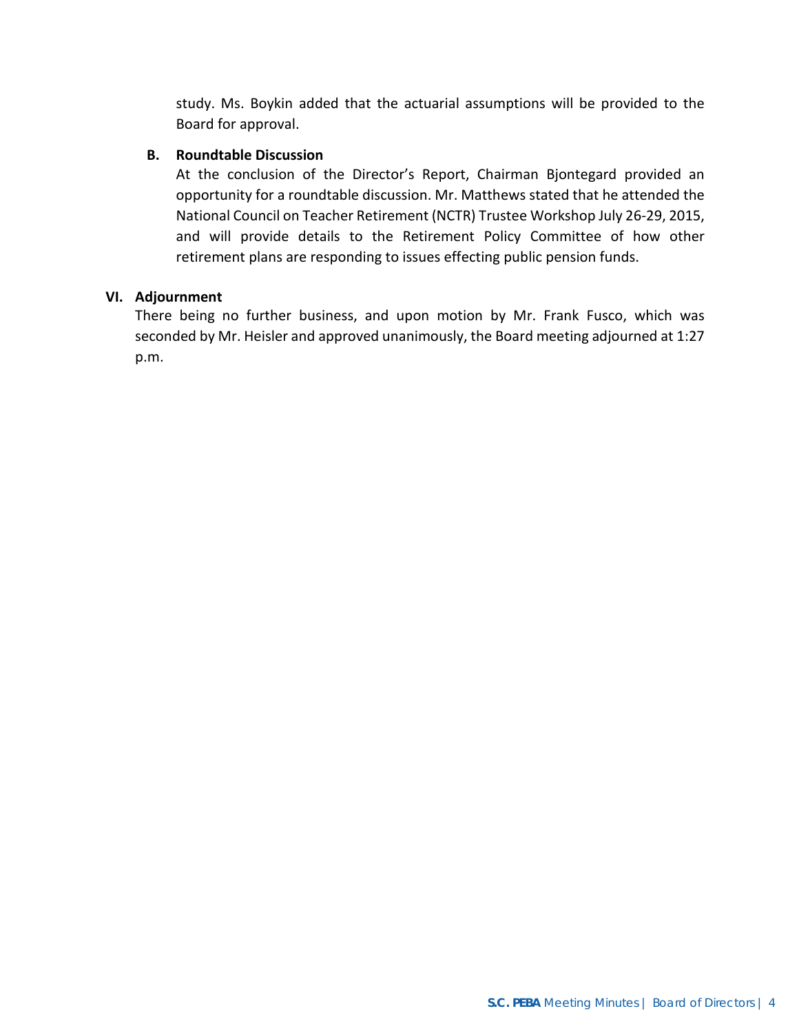study. Ms. Boykin added that the actuarial assumptions will be provided to the Board for approval.

**B. Roundtable Discussion**

At the conclusion of the Director's Report, Chairman Bjontegard provided an opportunity for a roundtable discussion. Mr. Matthews stated that he attended the National Council on Teacher Retirement (NCTR) Trustee Workshop July 26-29, 2015, and will provide details to the Retirement Policy Committee of how other retirement plans are responding to issues effecting public pension funds.

## VI. Adjournment

There being no further business, and upon motion by Mr. Frank Fusco, which was seconded by Mr. Heisler and approved unanimously, the Board meeting adjourned at 1:27 p.m.